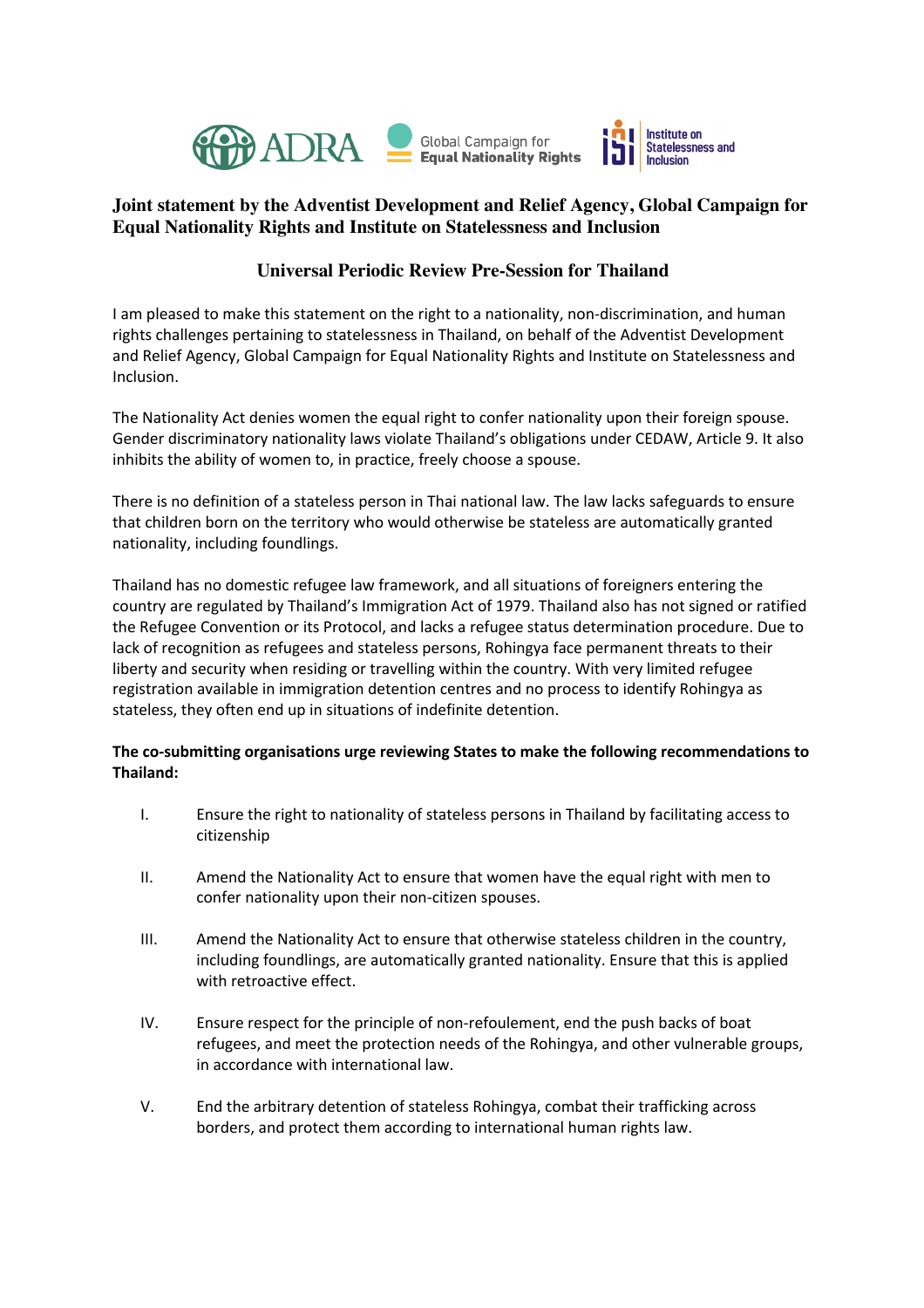# Joint statement by the Adventist Development and Relief Agency, Global Campaign for Equal Nationality Rights and Institute on Statelessness and Inclusion

## Universal Periodic Review Pre-Session for Thailand

I am pleased to make this statement on the right to a nationality, non-discrimination, and human rights challenges pertaining to statelessness in Thailand, on behalf of the Adventist Development and Relief Agency, Global Campaign for Equal Nationality Rights and Institute on Statelessness and Inclusion.

The Nationality Act denies women the equal right to confer nationality upon their foreign spouse. Gender discriminatory nationality laws violate Thailand's obligations under CEDAW, Article 9. It also inhibits the ability of women to, in practice, freely choose a spouse.

There is no definition of a stateless person in Thai national law. The law lacks safeguards to ensure that children born on the territory who would otherwise be stateless are automatically granted nationality, including foundlings.

Thailand has no domestic refugee law framework, and all situations of foreigners entering the country are regulated by Thailand's Immigration Act of 1979. Thailand also has not signed or ratified the Refugee Convention or its Protocol, and lacks a refugee status determination procedure. Due to lack of recognition as refugees and stateless persons, Rohingya face permanent threats to their liberty and security when residing or travelling within the country. With very limited refugee registration available in immigration detention centres and no process to identify Rohingya as stateless, they often end up in situations of indefinite detention.

**The co-submitting organisations urge reviewing States to make the following recommendations to Thailand:**

I. Ensure the right to nationality of stateless persons in Thailand by facilitating access to citizenship

II. Amend the Nationality Act to ensure that women have the equal right with men to confer nationality upon their non-citizen spouses.

III. Amend the Nationality Act to ensure that otherwise stateless children in the country, including foundlings, are automatically granted nationality. Ensure that this is applied with retroactive effect.

IV. Ensure respect for the principle of non-refoulement, end the push backs of boat refugees, and meet the protection needs of the Rohingya, and other vulnerable groups, in accordance with international law.

V. End the arbitrary detention of stateless Rohingya, combat their trafficking across borders, and protect them according to international human rights law.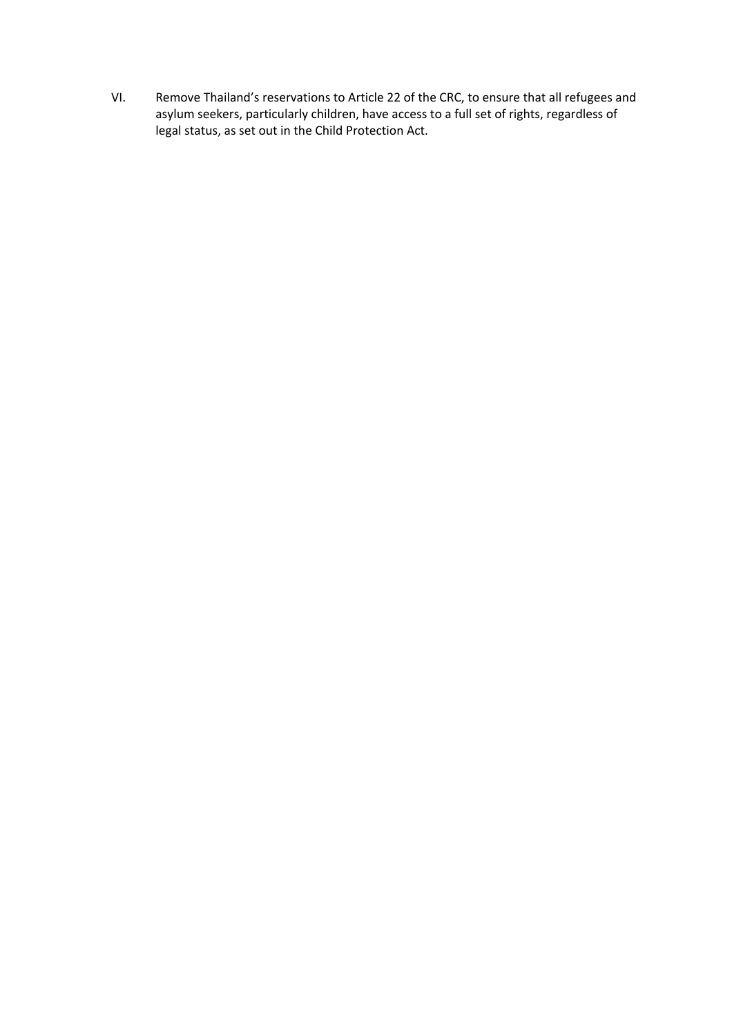VI. Remove Thailand's reservations to Article 22 of the CRC, to ensure that all refugees and asylum seekers, particularly children, have access to a full set of rights, regardless of legal status, as set out in the Child Protection Act.